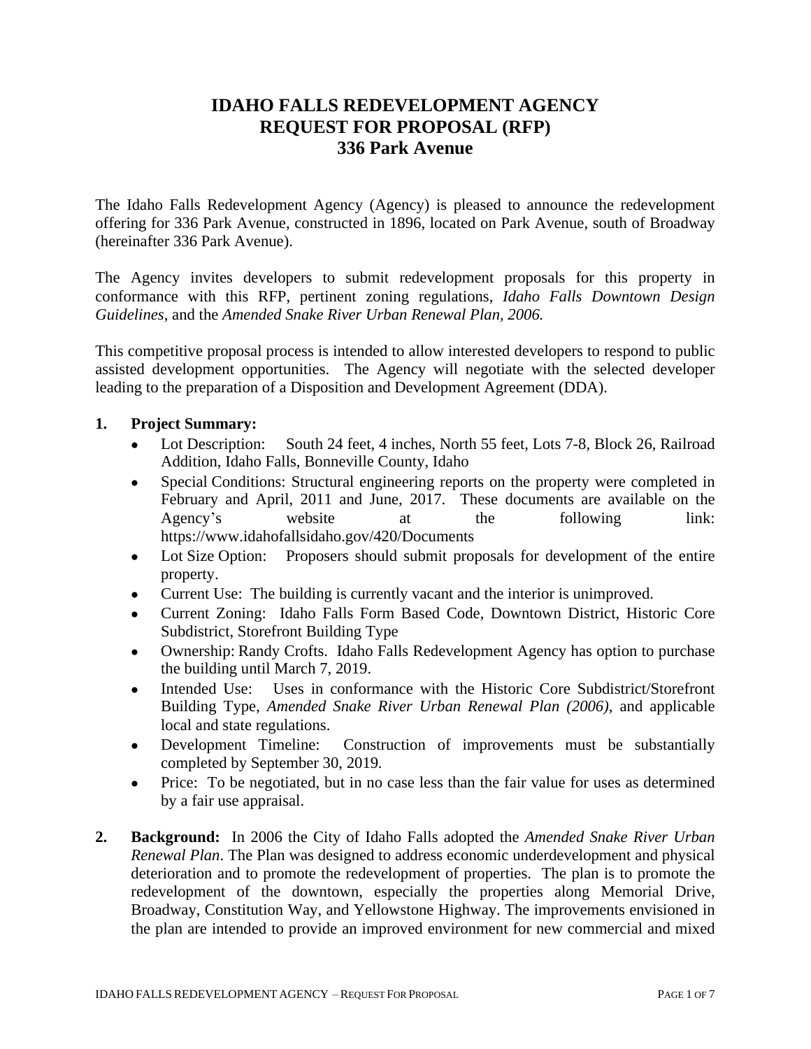# IDAHO FALLS REDEVELOPMENT AGENCY
# REQUEST FOR PROPOSAL (RFP)
# 336 Park Avenue

The Idaho Falls Redevelopment Agency (Agency) is pleased to announce the redevelopment offering for 336 Park Avenue, constructed in 1896, located on Park Avenue, south of Broadway (hereinafter 336 Park Avenue).

The Agency invites developers to submit redevelopment proposals for this property in conformance with this RFP, pertinent zoning regulations, *Idaho Falls Downtown Design Guidelines*, and the *Amended Snake River Urban Renewal Plan, 2006.*

This competitive proposal process is intended to allow interested developers to respond to public assisted development opportunities. The Agency will negotiate with the selected developer leading to the preparation of a Disposition and Development Agreement (DDA).

**1. Project Summary:**

- Lot Description: South 24 feet, 4 inches, North 55 feet, Lots 7-8, Block 26, Railroad Addition, Idaho Falls, Bonneville County, Idaho
- Special Conditions: Structural engineering reports on the property were completed in February and April, 2011 and June, 2017. These documents are available on the Agency's website at the following link: https://www.idahofallsidaho.gov/420/Documents
- Lot Size Option: Proposers should submit proposals for development of the entire property.
- Current Use: The building is currently vacant and the interior is unimproved.
- Current Zoning: Idaho Falls Form Based Code, Downtown District, Historic Core Subdistrict, Storefront Building Type
- Ownership: Randy Crofts. Idaho Falls Redevelopment Agency has option to purchase the building until March 7, 2019.
- Intended Use: Uses in conformance with the Historic Core Subdistrict/Storefront Building Type, *Amended Snake River Urban Renewal Plan (2006)*, and applicable local and state regulations.
- Development Timeline: Construction of improvements must be substantially completed by September 30, 2019.
- Price: To be negotiated, but in no case less than the fair value for uses as determined by a fair use appraisal.

**2. Background:** In 2006 the City of Idaho Falls adopted the *Amended Snake River Urban Renewal Plan*. The Plan was designed to address economic underdevelopment and physical deterioration and to promote the redevelopment of properties. The plan is to promote the redevelopment of the downtown, especially the properties along Memorial Drive, Broadway, Constitution Way, and Yellowstone Highway. The improvements envisioned in the plan are intended to provide an improved environment for new commercial and mixed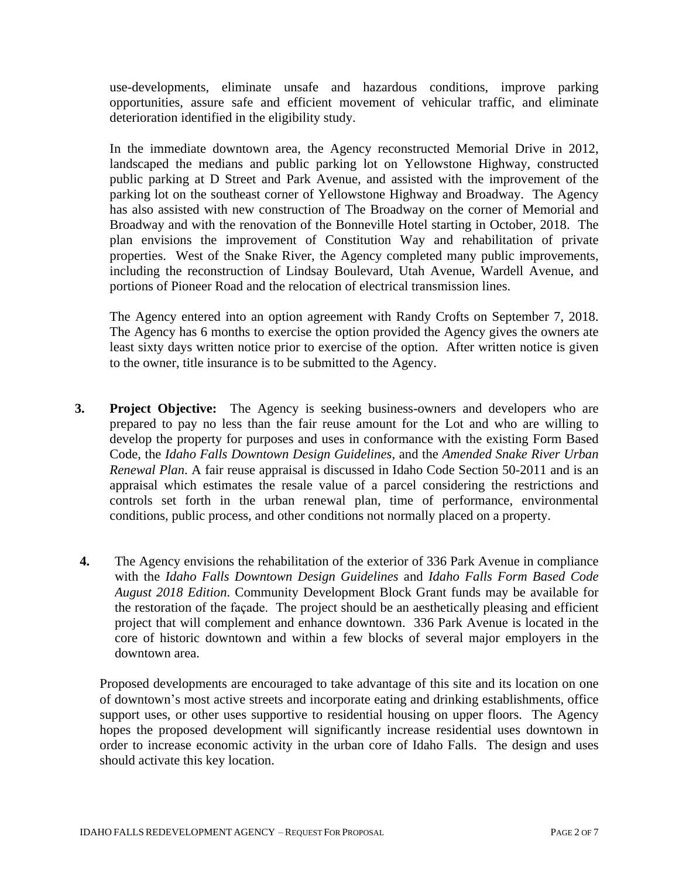use-developments, eliminate unsafe and hazardous conditions, improve parking opportunities, assure safe and efficient movement of vehicular traffic, and eliminate deterioration identified in the eligibility study.

In the immediate downtown area, the Agency reconstructed Memorial Drive in 2012, landscaped the medians and public parking lot on Yellowstone Highway, constructed public parking at D Street and Park Avenue, and assisted with the improvement of the parking lot on the southeast corner of Yellowstone Highway and Broadway. The Agency has also assisted with new construction of The Broadway on the corner of Memorial and Broadway and with the renovation of the Bonneville Hotel starting in October, 2018. The plan envisions the improvement of Constitution Way and rehabilitation of private properties. West of the Snake River, the Agency completed many public improvements, including the reconstruction of Lindsay Boulevard, Utah Avenue, Wardell Avenue, and portions of Pioneer Road and the relocation of electrical transmission lines.

The Agency entered into an option agreement with Randy Crofts on September 7, 2018. The Agency has 6 months to exercise the option provided the Agency gives the owners ate least sixty days written notice prior to exercise of the option. After written notice is given to the owner, title insurance is to be submitted to the Agency.

3. **Project Objective:** The Agency is seeking business-owners and developers who are prepared to pay no less than the fair reuse amount for the Lot and who are willing to develop the property for purposes and uses in conformance with the existing Form Based Code, the *Idaho Falls Downtown Design Guidelines*, and the *Amended Snake River Urban Renewal Plan*. A fair reuse appraisal is discussed in Idaho Code Section 50-2011 and is an appraisal which estimates the resale value of a parcel considering the restrictions and controls set forth in the urban renewal plan, time of performance, environmental conditions, public process, and other conditions not normally placed on a property.

4. The Agency envisions the rehabilitation of the exterior of 336 Park Avenue in compliance with the *Idaho Falls Downtown Design Guidelines* and *Idaho Falls Form Based Code August 2018 Edition*. Community Development Block Grant funds may be available for the restoration of the façade. The project should be an aesthetically pleasing and efficient project that will complement and enhance downtown. 336 Park Avenue is located in the core of historic downtown and within a few blocks of several major employers in the downtown area.

Proposed developments are encouraged to take advantage of this site and its location on one of downtown's most active streets and incorporate eating and drinking establishments, office support uses, or other uses supportive to residential housing on upper floors. The Agency hopes the proposed development will significantly increase residential uses downtown in order to increase economic activity in the urban core of Idaho Falls. The design and uses should activate this key location.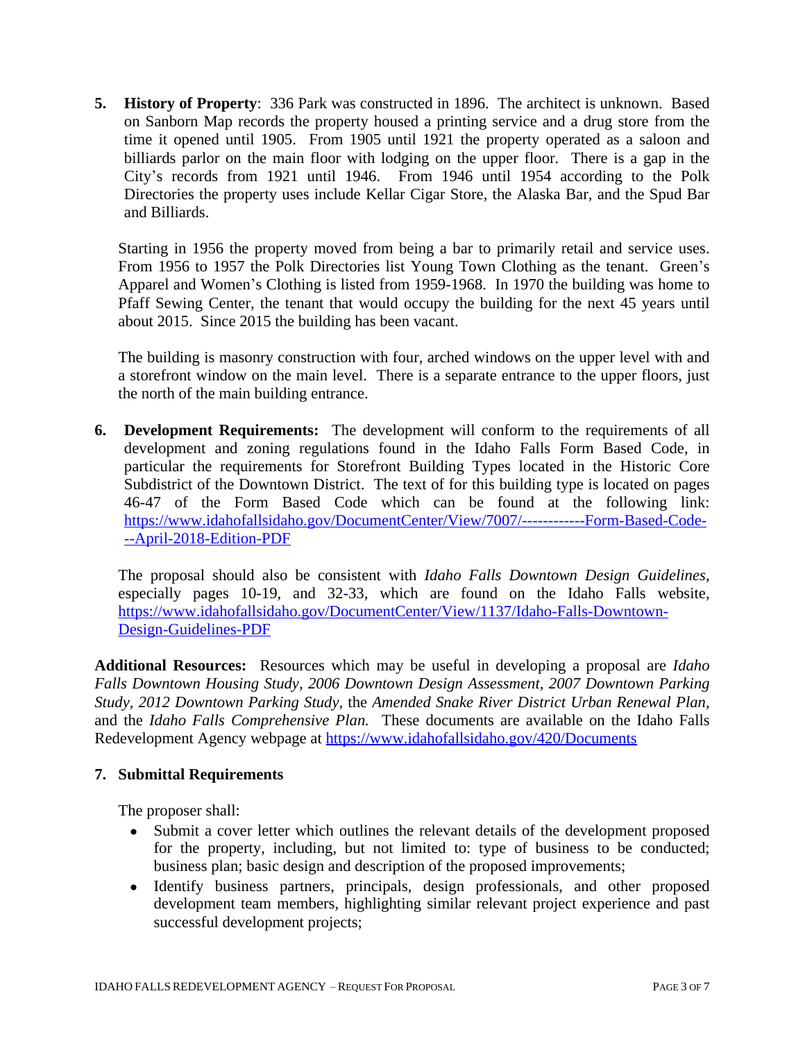5. **History of Property**: 336 Park was constructed in 1896. The architect is unknown. Based on Sanborn Map records the property housed a printing service and a drug store from the time it opened until 1905. From 1905 until 1921 the property operated as a saloon and billiards parlor on the main floor with lodging on the upper floor. There is a gap in the City's records from 1921 until 1946. From 1946 until 1954 according to the Polk Directories the property uses include Kellar Cigar Store, the Alaska Bar, and the Spud Bar and Billiards.

   Starting in 1956 the property moved from being a bar to primarily retail and service uses. From 1956 to 1957 the Polk Directories list Young Town Clothing as the tenant. Green's Apparel and Women's Clothing is listed from 1959-1968. In 1970 the building was home to Pfaff Sewing Center, the tenant that would occupy the building for the next 45 years until about 2015. Since 2015 the building has been vacant.

   The building is masonry construction with four, arched windows on the upper level with and a storefront window on the main level. There is a separate entrance to the upper floors, just the north of the main building entrance.

6. **Development Requirements:** The development will conform to the requirements of all development and zoning regulations found in the Idaho Falls Form Based Code, in particular the requirements for Storefront Building Types located in the Historic Core Subdistrict of the Downtown District. The text of for this building type is located on pages 46-47 of the Form Based Code which can be found at the following link: [https://www.idahofallsidaho.gov/DocumentCenter/View/7007/------------Form-Based-Code---April-2018-Edition-PDF](https://www.idahofallsidaho.gov/DocumentCenter/View/7007/------------Form-Based-Code---April-2018-Edition-PDF)

   The proposal should also be consistent with *Idaho Falls Downtown Design Guidelines*, especially pages 10-19, and 32-33, which are found on the Idaho Falls website, [https://www.idahofallsidaho.gov/DocumentCenter/View/1137/Idaho-Falls-Downtown-Design-Guidelines-PDF](https://www.idahofallsidaho.gov/DocumentCenter/View/1137/Idaho-Falls-Downtown-Design-Guidelines-PDF)

**Additional Resources:** Resources which may be useful in developing a proposal are *Idaho Falls Downtown Housing Study, 2006 Downtown Design Assessment, 2007 Downtown Parking Study, 2012 Downtown Parking Study*, the *Amended Snake River District Urban Renewal Plan*, and the *Idaho Falls Comprehensive Plan.* These documents are available on the Idaho Falls Redevelopment Agency webpage at [https://www.idahofallsidaho.gov/420/Documents](https://www.idahofallsidaho.gov/420/Documents)

### 7. Submittal Requirements

The proposer shall:

- Submit a cover letter which outlines the relevant details of the development proposed for the property, including, but not limited to: type of business to be conducted; business plan; basic design and description of the proposed improvements;
- Identify business partners, principals, design professionals, and other proposed development team members, highlighting similar relevant project experience and past successful development projects;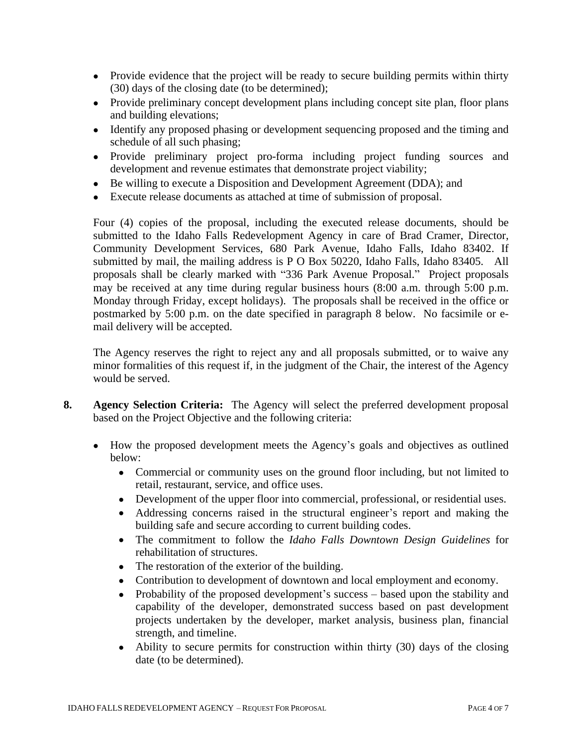- Provide evidence that the project will be ready to secure building permits within thirty (30) days of the closing date (to be determined);
- Provide preliminary concept development plans including concept site plan, floor plans and building elevations;
- Identify any proposed phasing or development sequencing proposed and the timing and schedule of all such phasing;
- Provide preliminary project pro-forma including project funding sources and development and revenue estimates that demonstrate project viability;
- Be willing to execute a Disposition and Development Agreement (DDA); and
- Execute release documents as attached at time of submission of proposal.

Four (4) copies of the proposal, including the executed release documents, should be submitted to the Idaho Falls Redevelopment Agency in care of Brad Cramer, Director, Community Development Services, 680 Park Avenue, Idaho Falls, Idaho 83402. If submitted by mail, the mailing address is P O Box 50220, Idaho Falls, Idaho 83405. All proposals shall be clearly marked with "336 Park Avenue Proposal." Project proposals may be received at any time during regular business hours (8:00 a.m. through 5:00 p.m. Monday through Friday, except holidays). The proposals shall be received in the office or postmarked by 5:00 p.m. on the date specified in paragraph 8 below. No facsimile or e-mail delivery will be accepted.

The Agency reserves the right to reject any and all proposals submitted, or to waive any minor formalities of this request if, in the judgment of the Chair, the interest of the Agency would be served.

**8. Agency Selection Criteria:** The Agency will select the preferred development proposal based on the Project Objective and the following criteria:

- How the proposed development meets the Agency's goals and objectives as outlined below:
  - Commercial or community uses on the ground floor including, but not limited to retail, restaurant, service, and office uses.
  - Development of the upper floor into commercial, professional, or residential uses.
  - Addressing concerns raised in the structural engineer's report and making the building safe and secure according to current building codes.
  - The commitment to follow the *Idaho Falls Downtown Design Guidelines* for rehabilitation of structures.
  - The restoration of the exterior of the building.
  - Contribution to development of downtown and local employment and economy.
  - Probability of the proposed development's success – based upon the stability and capability of the developer, demonstrated success based on past development projects undertaken by the developer, market analysis, business plan, financial strength, and timeline.
  - Ability to secure permits for construction within thirty (30) days of the closing date (to be determined).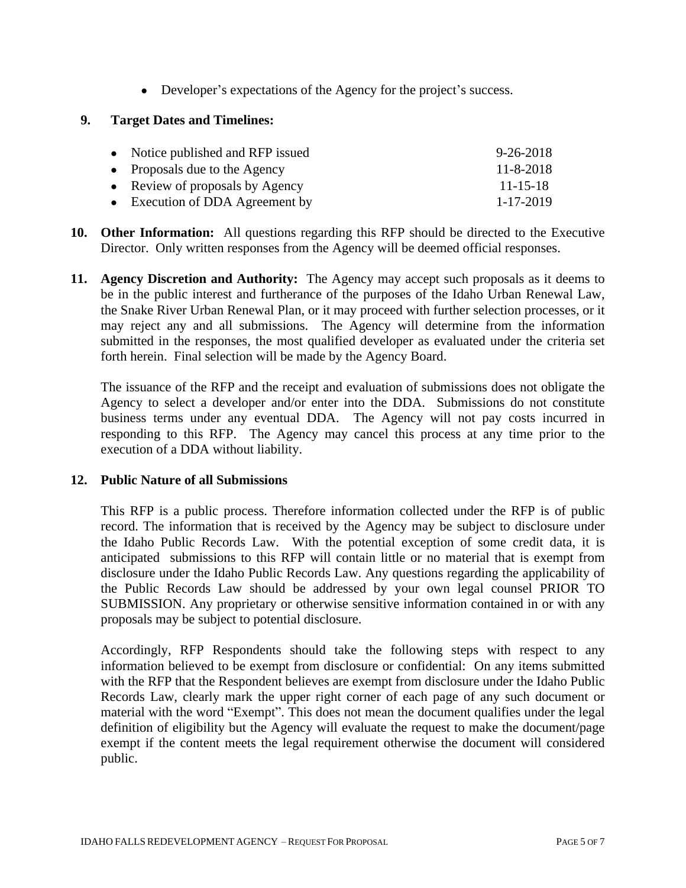- Developer's expectations of the Agency for the project's success.

**9. Target Dates and Timelines:**

| | |
|---|---|
| • Notice published and RFP issued | 9-26-2018 |
| • Proposals due to the Agency | 11-8-2018 |
| • Review of proposals by Agency | 11-15-18 |
| • Execution of DDA Agreement by | 1-17-2019 |

**10. Other Information:** All questions regarding this RFP should be directed to the Executive Director. Only written responses from the Agency will be deemed official responses.

**11. Agency Discretion and Authority:** The Agency may accept such proposals as it deems to be in the public interest and furtherance of the purposes of the Idaho Urban Renewal Law, the Snake River Urban Renewal Plan, or it may proceed with further selection processes, or it may reject any and all submissions. The Agency will determine from the information submitted in the responses, the most qualified developer as evaluated under the criteria set forth herein. Final selection will be made by the Agency Board.

The issuance of the RFP and the receipt and evaluation of submissions does not obligate the Agency to select a developer and/or enter into the DDA. Submissions do not constitute business terms under any eventual DDA. The Agency will not pay costs incurred in responding to this RFP. The Agency may cancel this process at any time prior to the execution of a DDA without liability.

**12. Public Nature of all Submissions**

This RFP is a public process. Therefore information collected under the RFP is of public record. The information that is received by the Agency may be subject to disclosure under the Idaho Public Records Law. With the potential exception of some credit data, it is anticipated submissions to this RFP will contain little or no material that is exempt from disclosure under the Idaho Public Records Law. Any questions regarding the applicability of the Public Records Law should be addressed by your own legal counsel PRIOR TO SUBMISSION. Any proprietary or otherwise sensitive information contained in or with any proposals may be subject to potential disclosure.

Accordingly, RFP Respondents should take the following steps with respect to any information believed to be exempt from disclosure or confidential: On any items submitted with the RFP that the Respondent believes are exempt from disclosure under the Idaho Public Records Law, clearly mark the upper right corner of each page of any such document or material with the word "Exempt". This does not mean the document qualifies under the legal definition of eligibility but the Agency will evaluate the request to make the document/page exempt if the content meets the legal requirement otherwise the document will considered public.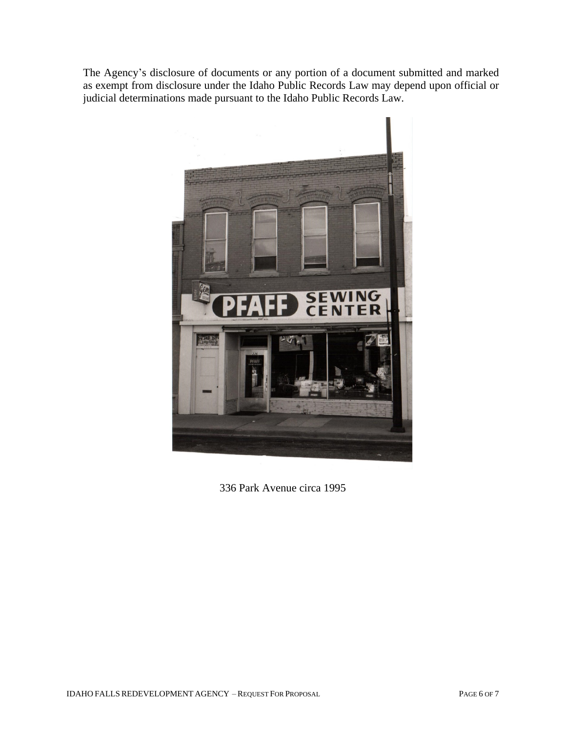The Agency's disclosure of documents or any portion of a document submitted and marked as exempt from disclosure under the Idaho Public Records Law may depend upon official or judicial determinations made pursuant to the Idaho Public Records Law.

336 Park Avenue circa 1995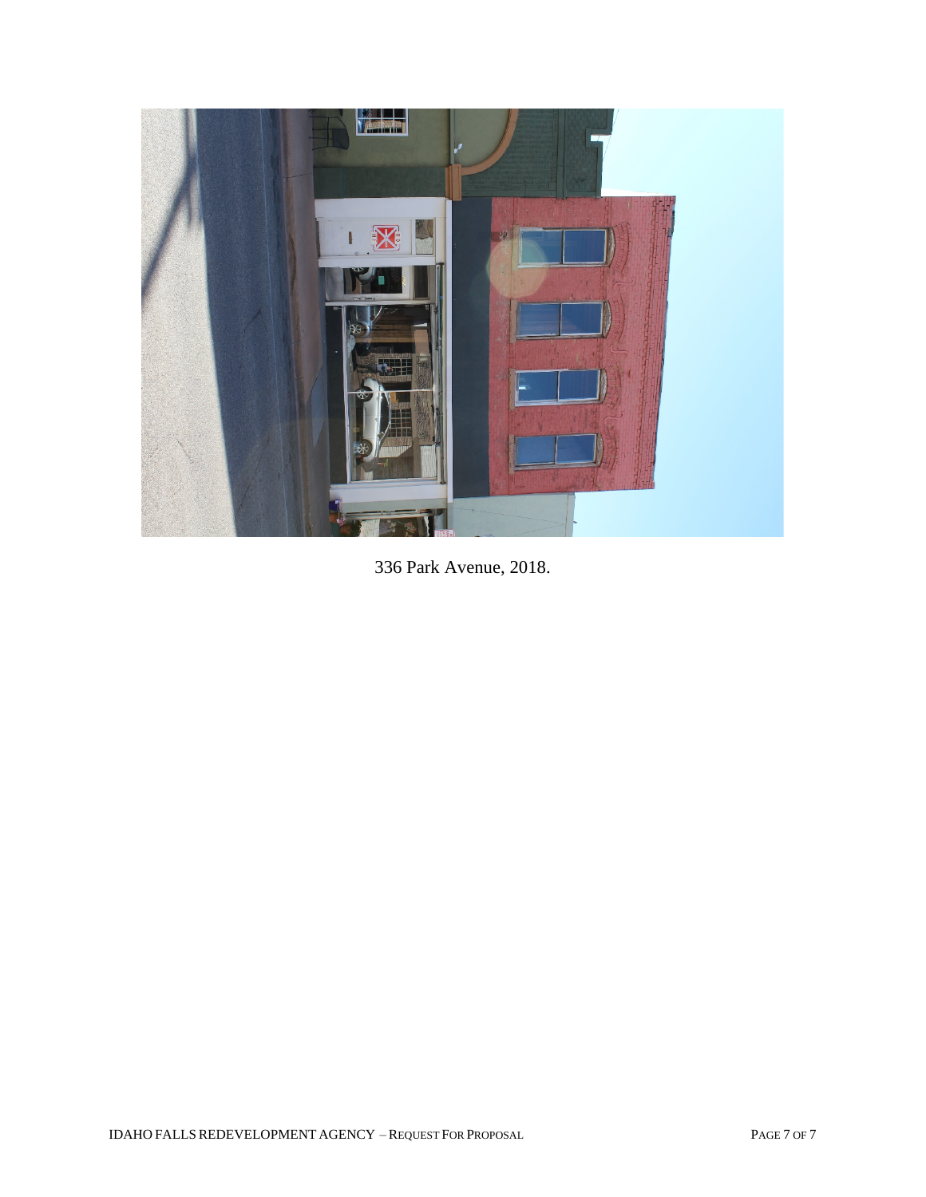336 Park Avenue, 2018.